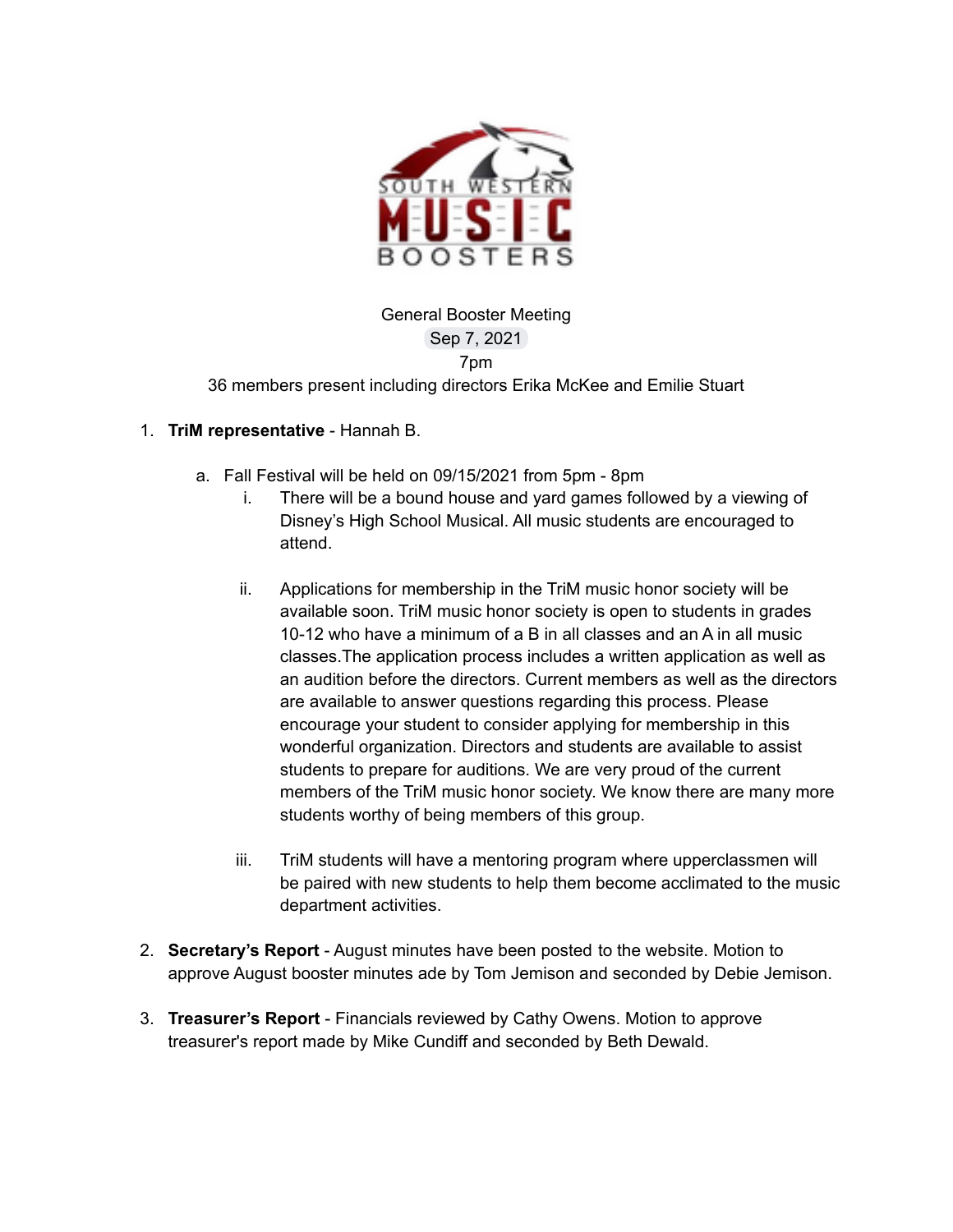General Booster Meeting

Sep 7, 2021

7pm

36 members present including directors Erika McKee and Emilie Stuart

1. **TriM representative** - Hannah B.
   a. Fall Festival will be held on 09/15/2021 from 5pm - 8pm
      i. There will be a bound house and yard games followed by a viewing of Disney's High School Musical. All music students are encouraged to attend.
      ii. Applications for membership in the TriM music honor society will be available soon. TriM music honor society is open to students in grades 10-12 who have a minimum of a B in all classes and an A in all music classes.The application process includes a written application as well as an audition before the directors. Current members as well as the directors are available to answer questions regarding this process. Please encourage your student to consider applying for membership in this wonderful organization. Directors and students are available to assist students to prepare for auditions. We are very proud of the current members of the TriM music honor society. We know there are many more students worthy of being members of this group.
      iii. TriM students will have a mentoring program where upperclassmen will be paired with new students to help them become acclimated to the music department activities.
2. **Secretary's Report** - August minutes have been posted to the website. Motion to approve August booster minutes ade by Tom Jemison and seconded by Debie Jemison.
3. **Treasurer's Report** - Financials reviewed by Cathy Owens. Motion to approve treasurer's report made by Mike Cundiff and seconded by Beth Dewald.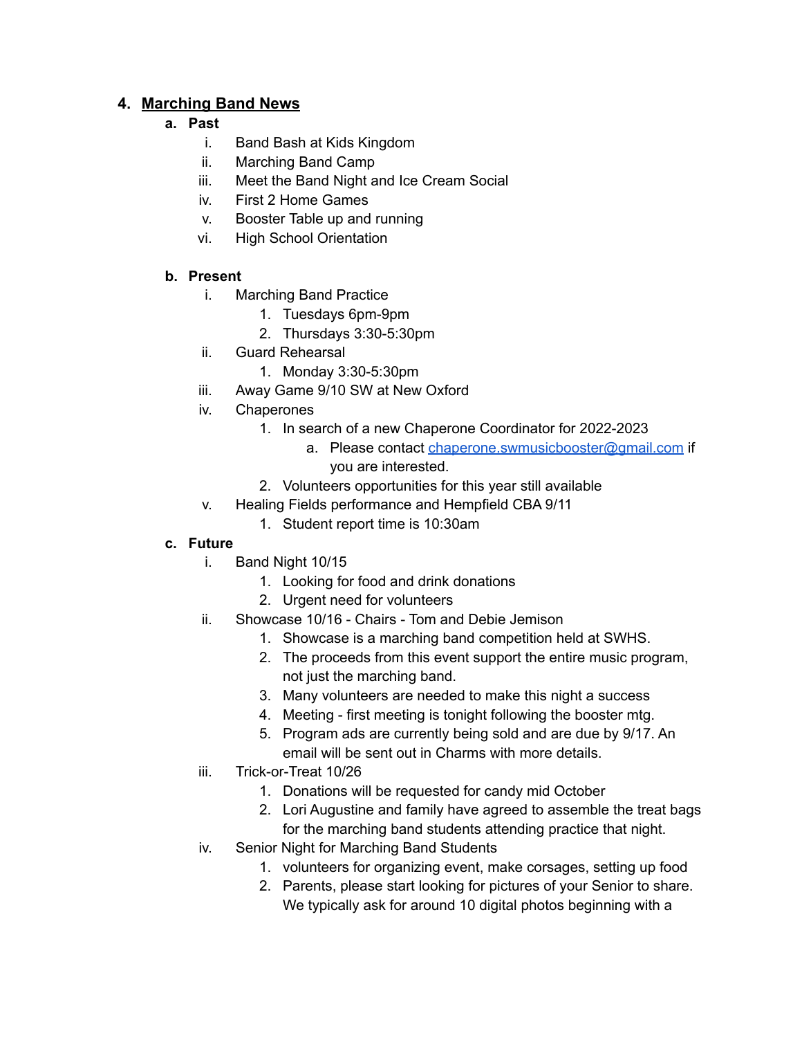4. **Marching Band News**
    a. **Past**
        i. Band Bash at Kids Kingdom
        ii. Marching Band Camp
        iii. Meet the Band Night and Ice Cream Social
        iv. First 2 Home Games
        v. Booster Table up and running
        vi. High School Orientation

    b. **Present**
        i. Marching Band Practice
            1. Tuesdays 6pm-9pm
            2. Thursdays 3:30-5:30pm
        ii. Guard Rehearsal
            1. Monday 3:30-5:30pm
        iii. Away Game 9/10 SW at New Oxford
        iv. Chaperones
            1. In search of a new Chaperone Coordinator for 2022-2023
                a. Please contact chaperone.swmusicbooster@gmail.com if you are interested.
            2. Volunteers opportunities for this year still available
        v. Healing Fields performance and Hempfield CBA 9/11
            1. Student report time is 10:30am

    c. **Future**
        i. Band Night 10/15
            1. Looking for food and drink donations
            2. Urgent need for volunteers
        ii. Showcase 10/16 - Chairs - Tom and Debie Jemison
            1. Showcase is a marching band competition held at SWHS.
            2. The proceeds from this event support the entire music program, not just the marching band.
            3. Many volunteers are needed to make this night a success
            4. Meeting - first meeting is tonight following the booster mtg.
            5. Program ads are currently being sold and are due by 9/17. An email will be sent out in Charms with more details.
        iii. Trick-or-Treat 10/26
            1. Donations will be requested for candy mid October
            2. Lori Augustine and family have agreed to assemble the treat bags for the marching band students attending practice that night.
        iv. Senior Night for Marching Band Students
            1. volunteers for organizing event, make corsages, setting up food
            2. Parents, please start looking for pictures of your Senior to share. We typically ask for around 10 digital photos beginning with a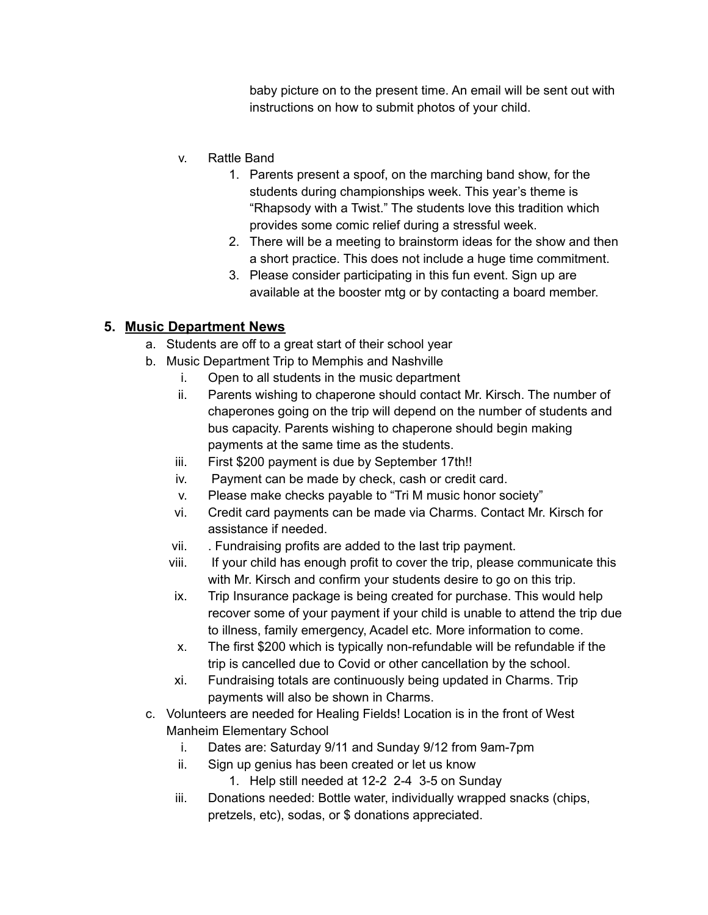baby picture on to the present time. An email will be sent out with instructions on how to submit photos of your child.

v. Rattle Band
   1. Parents present a spoof, on the marching band show, for the students during championships week. This year's theme is "Rhapsody with a Twist." The students love this tradition which provides some comic relief during a stressful week.
   2. There will be a meeting to brainstorm ideas for the show and then a short practice. This does not include a huge time commitment.
   3. Please consider participating in this fun event. Sign up are available at the booster mtg or by contacting a board member.

## 5. <u>Music Department News</u>

a. Students are off to a great start of their school year
b. Music Department Trip to Memphis and Nashville
   i. Open to all students in the music department
   ii. Parents wishing to chaperone should contact Mr. Kirsch. The number of chaperones going on the trip will depend on the number of students and bus capacity. Parents wishing to chaperone should begin making payments at the same time as the students.
   iii. First $200 payment is due by September 17th!!
   iv. Payment can be made by check, cash or credit card.
   v. Please make checks payable to "Tri M music honor society"
   vi. Credit card payments can be made via Charms. Contact Mr. Kirsch for assistance if needed.
   vii. . Fundraising profits are added to the last trip payment.
   viii. If your child has enough profit to cover the trip, please communicate this with Mr. Kirsch and confirm your students desire to go on this trip.
   ix. Trip Insurance package is being created for purchase. This would help recover some of your payment if your child is unable to attend the trip due to illness, family emergency, Acadel etc. More information to come.
   x. The first $200 which is typically non-refundable will be refundable if the trip is cancelled due to Covid or other cancellation by the school.
   xi. Fundraising totals are continuously being updated in Charms. Trip payments will also be shown in Charms.
c. Volunteers are needed for Healing Fields! Location is in the front of West Manheim Elementary School
   i. Dates are: Saturday 9/11 and Sunday 9/12 from 9am-7pm
   ii. Sign up genius has been created or let us know
      1. Help still needed at 12-2 2-4 3-5 on Sunday
   iii. Donations needed: Bottle water, individually wrapped snacks (chips, pretzels, etc), sodas, or $ donations appreciated.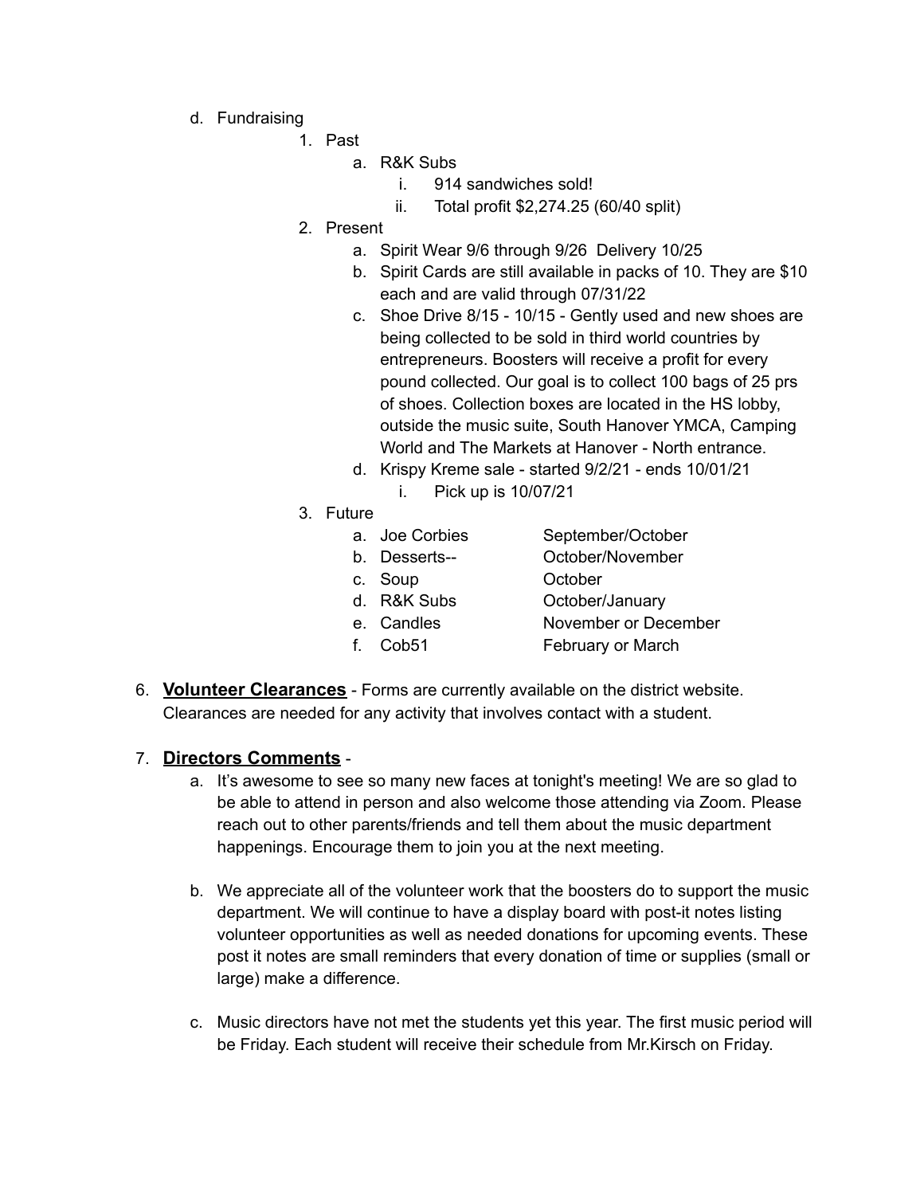d. Fundraising
   1. Past
      a. R&K Subs
         i. 914 sandwiches sold!
         ii. Total profit $2,274.25 (60/40 split)
   2. Present
      a. Spirit Wear 9/6 through 9/26  Delivery 10/25
      b. Spirit Cards are still available in packs of 10. They are $10 each and are valid through 07/31/22
      c. Shoe Drive 8/15 - 10/15 - Gently used and new shoes are being collected to be sold in third world countries by entrepreneurs. Boosters will receive a profit for every pound collected. Our goal is to collect 100 bags of 25 prs of shoes. Collection boxes are located in the HS lobby, outside the music suite, South Hanover YMCA, Camping World and The Markets at Hanover - North entrance.
      d. Krispy Kreme sale - started 9/2/21 - ends 10/01/21
         i. Pick up is 10/07/21
   3. Future
      a. Joe Corbies — September/October
      b. Desserts-- — October/November
      c. Soup — October
      d. R&K Subs — October/January
      e. Candles — November or December
      f. Cob51 — February or March

6. **Volunteer Clearances** - Forms are currently available on the district website. Clearances are needed for any activity that involves contact with a student.

7. **Directors Comments** -
   a. It's awesome to see so many new faces at tonight's meeting! We are so glad to be able to attend in person and also welcome those attending via Zoom. Please reach out to other parents/friends and tell them about the music department happenings. Encourage them to join you at the next meeting.

   b. We appreciate all of the volunteer work that the boosters do to support the music department. We will continue to have a display board with post-it notes listing volunteer opportunities as well as needed donations for upcoming events. These post it notes are small reminders that every donation of time or supplies (small or large) make a difference.

   c. Music directors have not met the students yet this year. The first music period will be Friday. Each student will receive their schedule from Mr.Kirsch on Friday.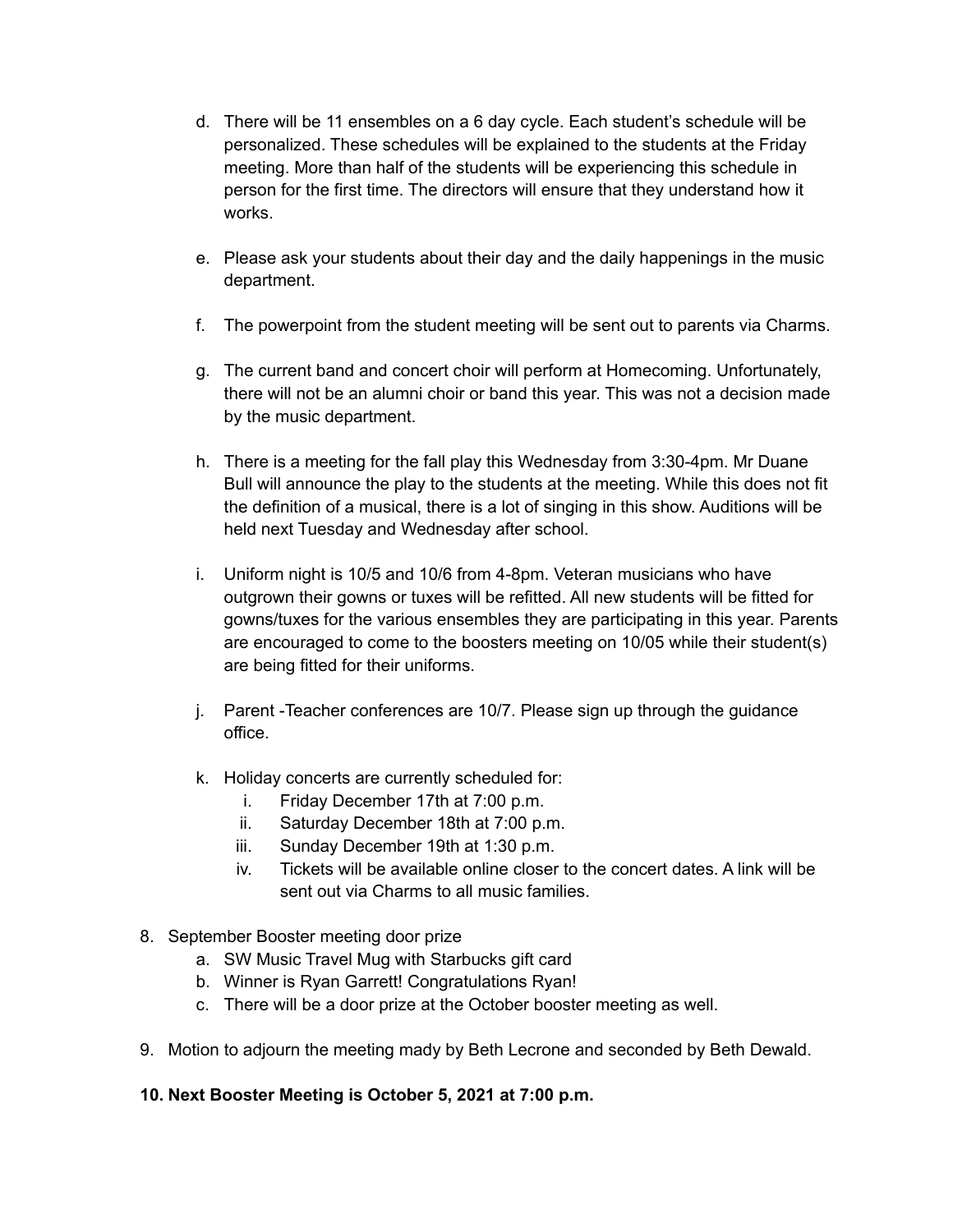d. There will be 11 ensembles on a 6 day cycle. Each student's schedule will be personalized. These schedules will be explained to the students at the Friday meeting. More than half of the students will be experiencing this schedule in person for the first time. The directors will ensure that they understand how it works.

e. Please ask your students about their day and the daily happenings in the music department.

f. The powerpoint from the student meeting will be sent out to parents via Charms.

g. The current band and concert choir will perform at Homecoming. Unfortunately, there will not be an alumni choir or band this year. This was not a decision made by the music department.

h. There is a meeting for the fall play this Wednesday from 3:30-4pm. Mr Duane Bull will announce the play to the students at the meeting. While this does not fit the definition of a musical, there is a lot of singing in this show. Auditions will be held next Tuesday and Wednesday after school.

i. Uniform night is 10/5 and 10/6 from 4-8pm. Veteran musicians who have outgrown their gowns or tuxes will be refitted. All new students will be fitted for gowns/tuxes for the various ensembles they are participating in this year. Parents are encouraged to come to the boosters meeting on 10/05 while their student(s) are being fitted for their uniforms.

j. Parent -Teacher conferences are 10/7. Please sign up through the guidance office.

k. Holiday concerts are currently scheduled for:
   i. Friday December 17th at 7:00 p.m.
   ii. Saturday December 18th at 7:00 p.m.
   iii. Sunday December 19th at 1:30 p.m.
   iv. Tickets will be available online closer to the concert dates. A link will be sent out via Charms to all music families.

8. September Booster meeting door prize
   a. SW Music Travel Mug with Starbucks gift card
   b. Winner is Ryan Garrett! Congratulations Ryan!
   c. There will be a door prize at the October booster meeting as well.

9. Motion to adjourn the meeting mady by Beth Lecrone and seconded by Beth Dewald.

**10. Next Booster Meeting is October 5, 2021 at 7:00 p.m.**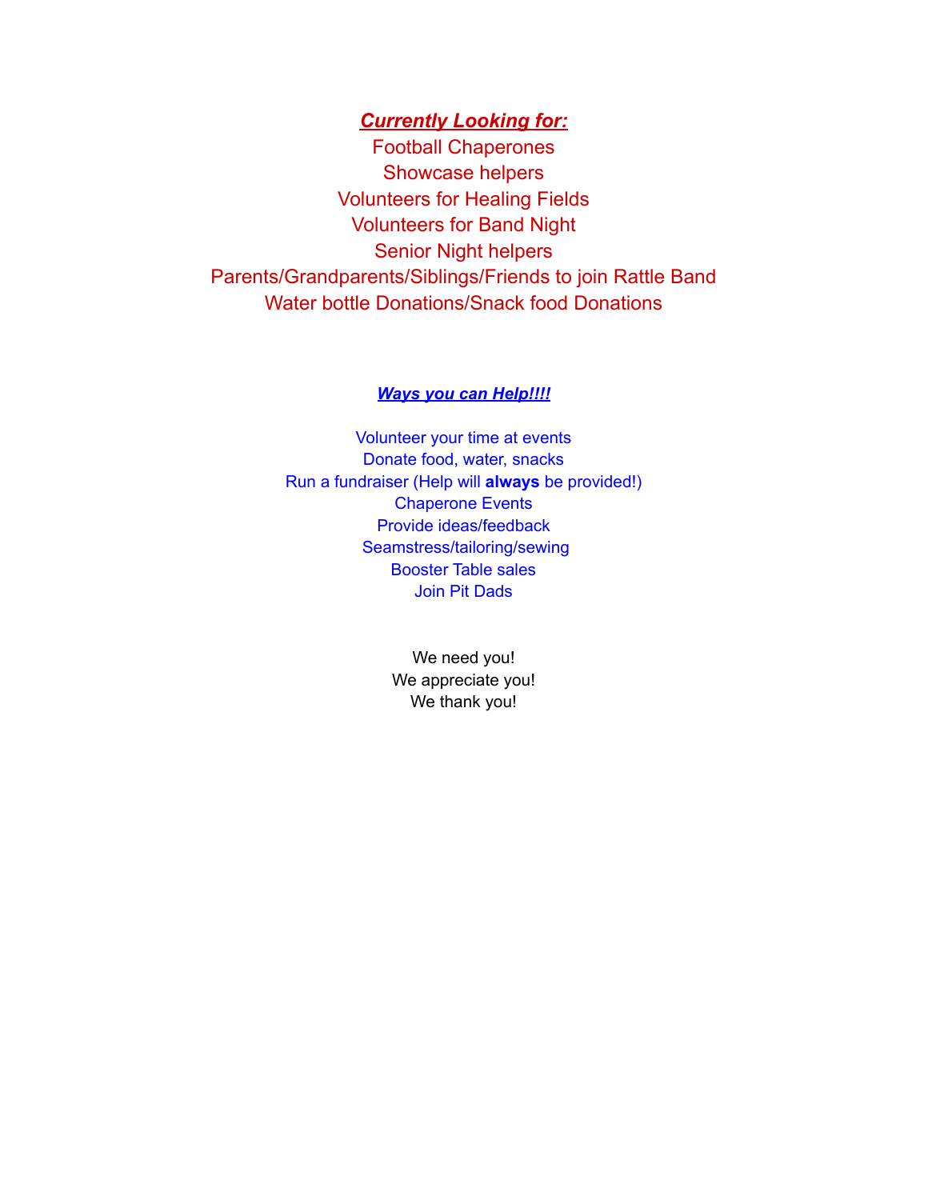***Currently Looking for:***

Football Chaperones
Showcase helpers
Volunteers for Healing Fields
Volunteers for Band Night
Senior Night helpers
Parents/Grandparents/Siblings/Friends to join Rattle Band
Water bottle Donations/Snack food Donations

***Ways you can Help!!!!***

Volunteer your time at events
Donate food, water, snacks
Run a fundraiser (Help will **always** be provided!)
Chaperone Events
Provide ideas/feedback
Seamstress/tailoring/sewing
Booster Table sales
Join Pit Dads

We need you!
We appreciate you!
We thank you!